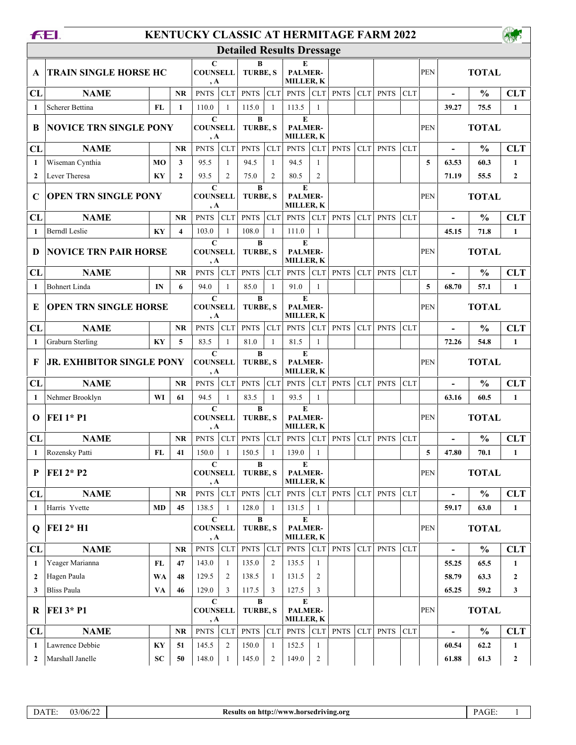# KENTUCKY CLASSIC AT HERMITAGE FARM 2022

## Detailed Results Dressage

| A | TRAIN SINGLE HORSE HC | | | C COUNSELL, A | | B TURBE, S | | E PALMER-MILLER, K | | | | | | PEN | TOTAL | | |
|---|---|---|---|---|---|---|---|---|---|---|---|---|---|---|---|---|---|
| CL | NAME | | NR | PNTS | CLT | PNTS | CLT | PNTS | CLT | PNTS | CLT | PNTS | CLT | | - | % | CLT |
| 1 | Scherer Bettina | FL | 1 | 110.0 | 1 | 115.0 | 1 | 113.5 | 1 | | | | | | 39.27 | 75.5 | 1 |
| **B** | **NOVICE TRN SINGLE PONY** | | | **C COUNSELL, A** | | **B TURBE, S** | | **E PALMER-MILLER, K** | | | | | | PEN | **TOTAL** | | |
| CL | NAME | | NR | PNTS | CLT | PNTS | CLT | PNTS | CLT | PNTS | CLT | PNTS | CLT | | - | % | CLT |
| 1 | Wiseman Cynthia | MO | 3 | 95.5 | 1 | 94.5 | 1 | 94.5 | 1 | | | | | 5 | 63.53 | 60.3 | 1 |
| 2 | Lever Theresa | KY | 2 | 93.5 | 2 | 75.0 | 2 | 80.5 | 2 | | | | | | 71.19 | 55.5 | 2 |
| **C** | **OPEN TRN SINGLE PONY** | | | **C COUNSELL, A** | | **B TURBE, S** | | **E PALMER-MILLER, K** | | | | | | PEN | **TOTAL** | | |
| CL | NAME | | NR | PNTS | CLT | PNTS | CLT | PNTS | CLT | PNTS | CLT | PNTS | CLT | | - | % | CLT |
| 1 | Berndl Leslie | KY | 4 | 103.0 | 1 | 108.0 | 1 | 111.0 | 1 | | | | | | 45.15 | 71.8 | 1 |
| **D** | **NOVICE TRN PAIR HORSE** | | | **C COUNSELL, A** | | **B TURBE, S** | | **E PALMER-MILLER, K** | | | | | | PEN | **TOTAL** | | |
| CL | NAME | | NR | PNTS | CLT | PNTS | CLT | PNTS | CLT | PNTS | CLT | PNTS | CLT | | - | % | CLT |
| 1 | Bohnert Linda | IN | 6 | 94.0 | 1 | 85.0 | 1 | 91.0 | 1 | | | | | 5 | 68.70 | 57.1 | 1 |
| **E** | **OPEN TRN SINGLE HORSE** | | | **C COUNSELL, A** | | **B TURBE, S** | | **E PALMER-MILLER, K** | | | | | | PEN | **TOTAL** | | |
| CL | NAME | | NR | PNTS | CLT | PNTS | CLT | PNTS | CLT | PNTS | CLT | PNTS | CLT | | - | % | CLT |
| 1 | Graburn Sterling | KY | 5 | 83.5 | 1 | 81.0 | 1 | 81.5 | 1 | | | | | | 72.26 | 54.8 | 1 |
| **F** | **JR. EXHIBITOR SINGLE PONY** | | | **C COUNSELL, A** | | **B TURBE, S** | | **E PALMER-MILLER, K** | | | | | | PEN | **TOTAL** | | |
| CL | NAME | | NR | PNTS | CLT | PNTS | CLT | PNTS | CLT | PNTS | CLT | PNTS | CLT | | - | % | CLT |
| 1 | Nehmer Brooklyn | WI | 61 | 94.5 | 1 | 83.5 | 1 | 93.5 | 1 | | | | | | 63.16 | 60.5 | 1 |
| **O** | **FEI 1* P1** | | | **C COUNSELL, A** | | **B TURBE, S** | | **E PALMER-MILLER, K** | | | | | | PEN | **TOTAL** | | |
| CL | NAME | | NR | PNTS | CLT | PNTS | CLT | PNTS | CLT | PNTS | CLT | PNTS | CLT | | - | % | CLT |
| 1 | Rozensky Patti | FL | 41 | 150.0 | 1 | 150.5 | 1 | 139.0 | 1 | | | | | 5 | 47.80 | 70.1 | 1 |
| **P** | **FEI 2* P2** | | | **C COUNSELL, A** | | **B TURBE, S** | | **E PALMER-MILLER, K** | | | | | | PEN | **TOTAL** | | |
| CL | NAME | | NR | PNTS | CLT | PNTS | CLT | PNTS | CLT | PNTS | CLT | PNTS | CLT | | - | % | CLT |
| 1 | Harris Yvette | MD | 45 | 138.5 | 1 | 128.0 | 1 | 131.5 | 1 | | | | | | 59.17 | 63.0 | 1 |
| **Q** | **FEI 2* H1** | | | **C COUNSELL, A** | | **B TURBE, S** | | **E PALMER-MILLER, K** | | | | | | PEN | **TOTAL** | | |
| CL | NAME | | NR | PNTS | CLT | PNTS | CLT | PNTS | CLT | PNTS | CLT | PNTS | CLT | | - | % | CLT |
| 1 | Yeager Marianna | FL | 47 | 143.0 | 1 | 135.0 | 2 | 135.5 | 1 | | | | | | 55.25 | 65.5 | 1 |
| 2 | Hagen Paula | WA | 48 | 129.5 | 2 | 138.5 | 1 | 131.5 | 2 | | | | | | 58.79 | 63.3 | 2 |
| 3 | Bliss Paula | VA | 46 | 129.0 | 3 | 117.5 | 3 | 127.5 | 3 | | | | | | 65.25 | 59.2 | 3 |
| **R** | **FEI 3* P1** | | | **C COUNSELL, A** | | **B TURBE, S** | | **E PALMER-MILLER, K** | | | | | | PEN | **TOTAL** | | |
| CL | NAME | | NR | PNTS | CLT | PNTS | CLT | PNTS | CLT | PNTS | CLT | PNTS | CLT | | - | % | CLT |
| 1 | Lawrence Debbie | KY | 51 | 145.5 | 2 | 150.0 | 1 | 152.5 | 1 | | | | | | 60.54 | 62.2 | 1 |
| 2 | Marshall Janelle | SC | 50 | 148.0 | 1 | 145.0 | 2 | 149.0 | 2 | | | | | | 61.88 | 61.3 | 2 |

DATE: 03/06/22 — Results on http://www.horsedriving.org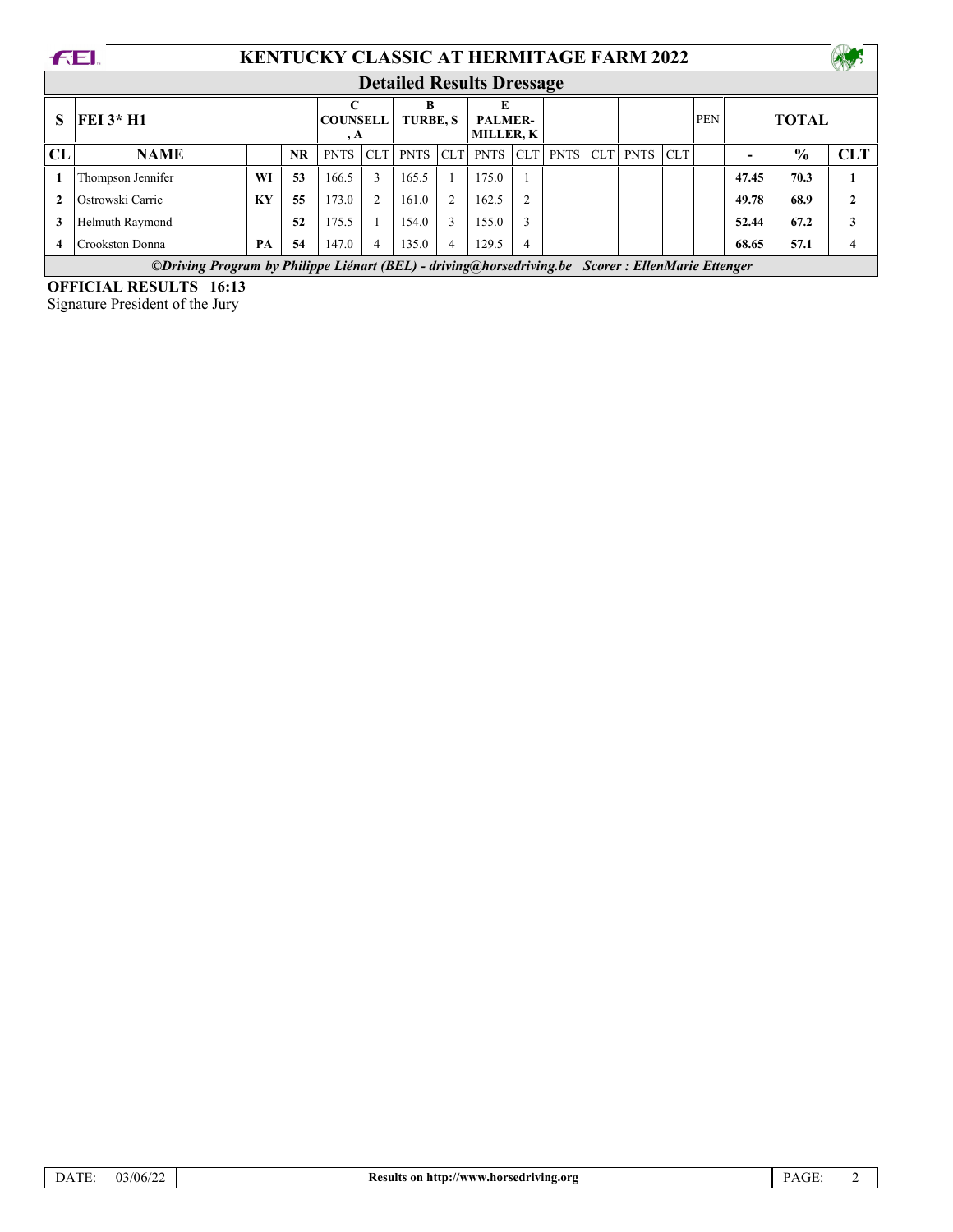# KENTUCKY CLASSIC AT HERMITAGE FARM 2022

## Detailed Results Dressage

| S | FEI 3* H1 | | | C COUNSELL, A | | B TURBE, S | | E PALMER-MILLER, K | | | | | | PEN | TOTAL | | |
|---|---|---|---|---|---|---|---|---|---|---|---|---|---|---|---|---|---|
| **CL** | **NAME** | | **NR** | PNTS | CLT | PNTS | CLT | PNTS | CLT | PNTS | CLT | PNTS | CLT | | **-** | **%** | **CLT** |
| **1** | Thompson Jennifer | **WI** | **53** | 166.5 | 3 | 165.5 | 1 | 175.0 | 1 | | | | | | **47.45** | **70.3** | **1** |
| **2** | Ostrowski Carrie | **KY** | **55** | 173.0 | 2 | 161.0 | 2 | 162.5 | 2 | | | | | | **49.78** | **68.9** | **2** |
| **3** | Helmuth Raymond | | **52** | 175.5 | 1 | 154.0 | 3 | 155.0 | 3 | | | | | | **52.44** | **67.2** | **3** |
| **4** | Crookston Donna | **PA** | **54** | 147.0 | 4 | 135.0 | 4 | 129.5 | 4 | | | | | | **68.65** | **57.1** | **4** |

***©Driving Program by Philippe Liénart (BEL) - driving@horsedriving.be  Scorer : EllenMarie Ettenger***

**OFFICIAL RESULTS 16:13**

Signature President of the Jury

DATE: 03/06/22 | **Results on http://www.horsedriving.org**